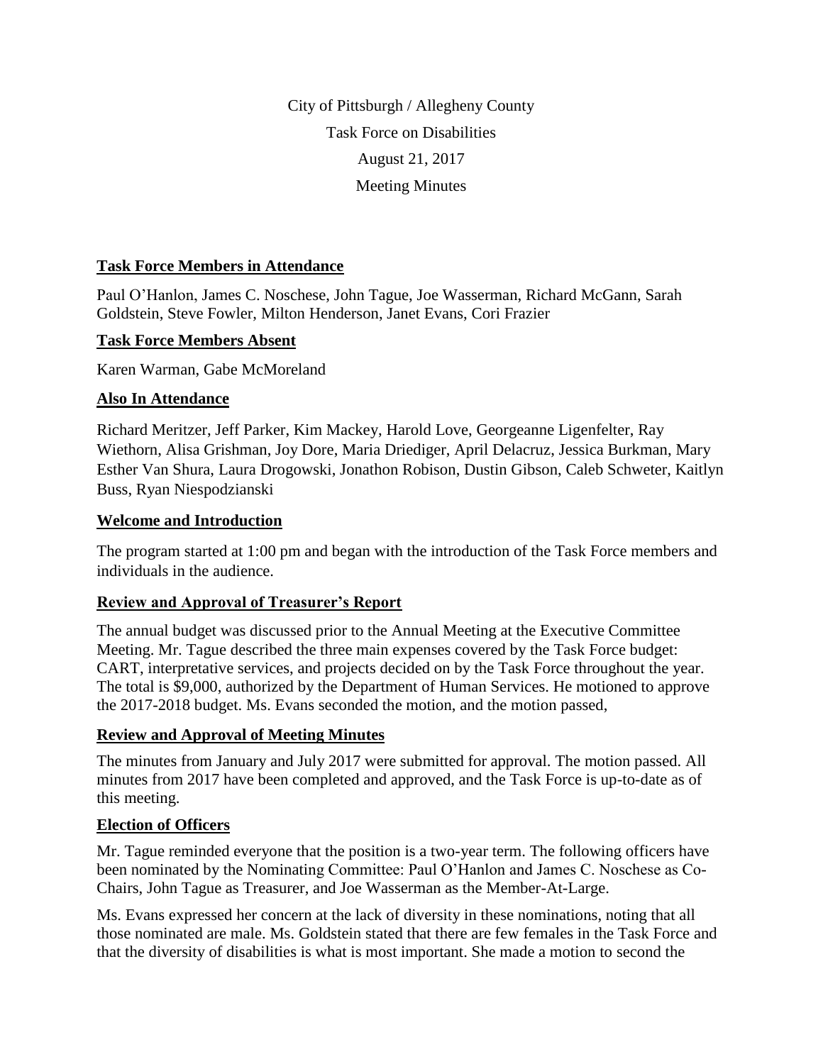City of Pittsburgh / Allegheny County

Task Force on Disabilities

August 21, 2017

Meeting Minutes

## Task Force Members in Attendance

Paul O'Hanlon, James C. Noschese, John Tague, Joe Wasserman, Richard McGann, Sarah Goldstein, Steve Fowler, Milton Henderson, Janet Evans, Cori Frazier

## Task Force Members Absent

Karen Warman, Gabe McMoreland

## Also In Attendance

Richard Meritzer, Jeff Parker, Kim Mackey, Harold Love, Georgeanne Ligenfelter, Ray Wiethorn, Alisa Grishman, Joy Dore, Maria Driediger, April Delacruz, Jessica Burkman, Mary Esther Van Shura, Laura Drogowski, Jonathon Robison, Dustin Gibson, Caleb Schweter, Kaitlyn Buss, Ryan Niespodzianski

## Welcome and Introduction

The program started at 1:00 pm and began with the introduction of the Task Force members and individuals in the audience.

## Review and Approval of Treasurer's Report

The annual budget was discussed prior to the Annual Meeting at the Executive Committee Meeting. Mr. Tague described the three main expenses covered by the Task Force budget: CART, interpretative services, and projects decided on by the Task Force throughout the year. The total is $9,000, authorized by the Department of Human Services. He motioned to approve the 2017-2018 budget. Ms. Evans seconded the motion, and the motion passed,

## Review and Approval of Meeting Minutes

The minutes from January and July 2017 were submitted for approval. The motion passed. All minutes from 2017 have been completed and approved, and the Task Force is up-to-date as of this meeting.

## Election of Officers

Mr. Tague reminded everyone that the position is a two-year term. The following officers have been nominated by the Nominating Committee: Paul O'Hanlon and James C. Noschese as Co-Chairs, John Tague as Treasurer, and Joe Wasserman as the Member-At-Large.

Ms. Evans expressed her concern at the lack of diversity in these nominations, noting that all those nominated are male. Ms. Goldstein stated that there are few females in the Task Force and that the diversity of disabilities is what is most important. She made a motion to second the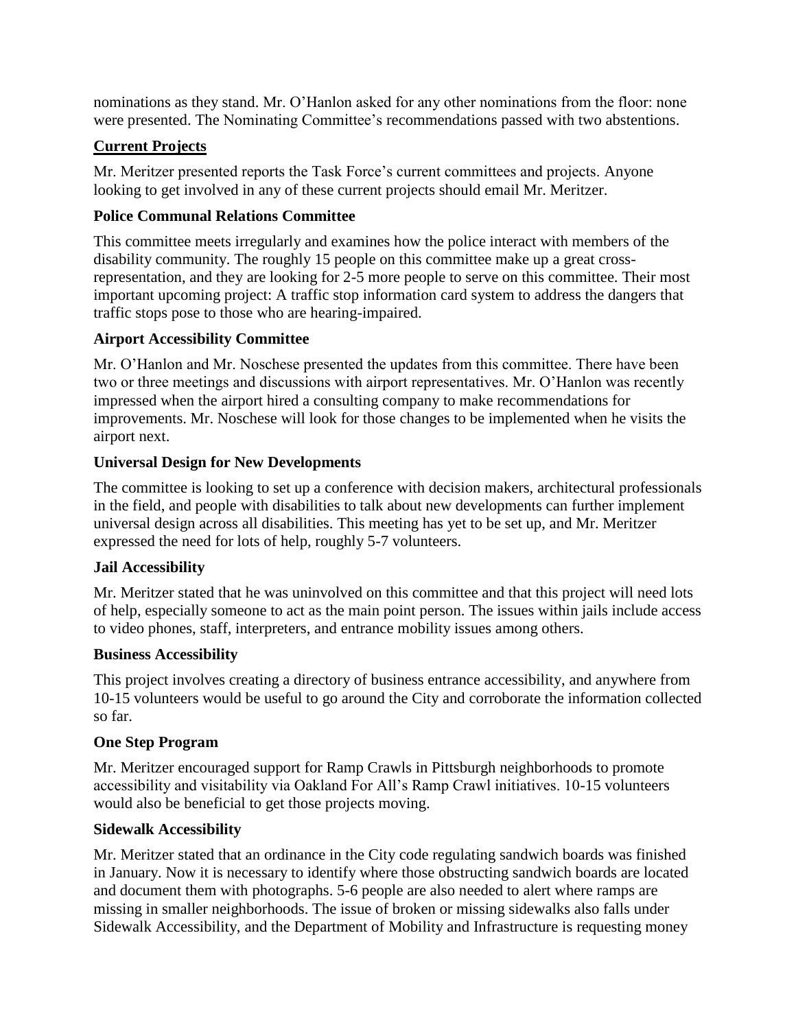nominations as they stand. Mr. O'Hanlon asked for any other nominations from the floor: none were presented. The Nominating Committee's recommendations passed with two abstentions.

## Current Projects

Mr. Meritzer presented reports the Task Force's current committees and projects. Anyone looking to get involved in any of these current projects should email Mr. Meritzer.

### Police Communal Relations Committee

This committee meets irregularly and examines how the police interact with members of the disability community. The roughly 15 people on this committee make up a great cross-representation, and they are looking for 2-5 more people to serve on this committee. Their most important upcoming project: A traffic stop information card system to address the dangers that traffic stops pose to those who are hearing-impaired.

### Airport Accessibility Committee

Mr. O'Hanlon and Mr. Noschese presented the updates from this committee. There have been two or three meetings and discussions with airport representatives. Mr. O'Hanlon was recently impressed when the airport hired a consulting company to make recommendations for improvements. Mr. Noschese will look for those changes to be implemented when he visits the airport next.

### Universal Design for New Developments

The committee is looking to set up a conference with decision makers, architectural professionals in the field, and people with disabilities to talk about new developments can further implement universal design across all disabilities. This meeting has yet to be set up, and Mr. Meritzer expressed the need for lots of help, roughly 5-7 volunteers.

### Jail Accessibility

Mr. Meritzer stated that he was uninvolved on this committee and that this project will need lots of help, especially someone to act as the main point person. The issues within jails include access to video phones, staff, interpreters, and entrance mobility issues among others.

### Business Accessibility

This project involves creating a directory of business entrance accessibility, and anywhere from 10-15 volunteers would be useful to go around the City and corroborate the information collected so far.

### One Step Program

Mr. Meritzer encouraged support for Ramp Crawls in Pittsburgh neighborhoods to promote accessibility and visitability via Oakland For All's Ramp Crawl initiatives. 10-15 volunteers would also be beneficial to get those projects moving.

### Sidewalk Accessibility

Mr. Meritzer stated that an ordinance in the City code regulating sandwich boards was finished in January. Now it is necessary to identify where those obstructing sandwich boards are located and document them with photographs. 5-6 people are also needed to alert where ramps are missing in smaller neighborhoods. The issue of broken or missing sidewalks also falls under Sidewalk Accessibility, and the Department of Mobility and Infrastructure is requesting money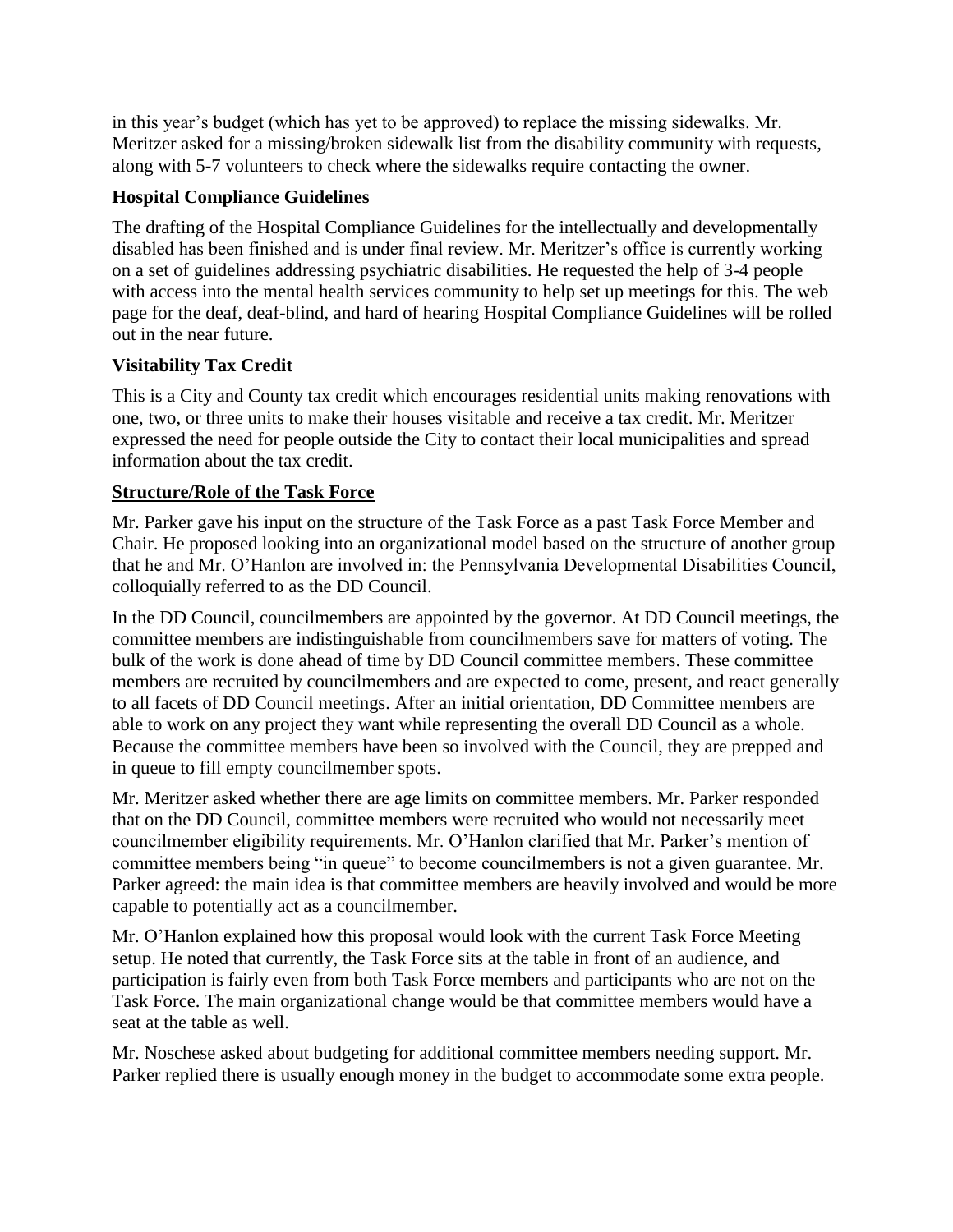in this year's budget (which has yet to be approved) to replace the missing sidewalks. Mr. Meritzer asked for a missing/broken sidewalk list from the disability community with requests, along with 5-7 volunteers to check where the sidewalks require contacting the owner.

### Hospital Compliance Guidelines

The drafting of the Hospital Compliance Guidelines for the intellectually and developmentally disabled has been finished and is under final review. Mr. Meritzer's office is currently working on a set of guidelines addressing psychiatric disabilities. He requested the help of 3-4 people with access into the mental health services community to help set up meetings for this. The web page for the deaf, deaf-blind, and hard of hearing Hospital Compliance Guidelines will be rolled out in the near future.

### Visitability Tax Credit

This is a City and County tax credit which encourages residential units making renovations with one, two, or three units to make their houses visitable and receive a tax credit. Mr. Meritzer expressed the need for people outside the City to contact their local municipalities and spread information about the tax credit.

## Structure/Role of the Task Force

Mr. Parker gave his input on the structure of the Task Force as a past Task Force Member and Chair. He proposed looking into an organizational model based on the structure of another group that he and Mr. O'Hanlon are involved in: the Pennsylvania Developmental Disabilities Council, colloquially referred to as the DD Council.

In the DD Council, councilmembers are appointed by the governor. At DD Council meetings, the committee members are indistinguishable from councilmembers save for matters of voting. The bulk of the work is done ahead of time by DD Council committee members. These committee members are recruited by councilmembers and are expected to come, present, and react generally to all facets of DD Council meetings. After an initial orientation, DD Committee members are able to work on any project they want while representing the overall DD Council as a whole. Because the committee members have been so involved with the Council, they are prepped and in queue to fill empty councilmember spots.

Mr. Meritzer asked whether there are age limits on committee members. Mr. Parker responded that on the DD Council, committee members were recruited who would not necessarily meet councilmember eligibility requirements. Mr. O'Hanlon clarified that Mr. Parker's mention of committee members being "in queue" to become councilmembers is not a given guarantee. Mr. Parker agreed: the main idea is that committee members are heavily involved and would be more capable to potentially act as a councilmember.

Mr. O'Hanlon explained how this proposal would look with the current Task Force Meeting setup. He noted that currently, the Task Force sits at the table in front of an audience, and participation is fairly even from both Task Force members and participants who are not on the Task Force. The main organizational change would be that committee members would have a seat at the table as well.

Mr. Noschese asked about budgeting for additional committee members needing support. Mr. Parker replied there is usually enough money in the budget to accommodate some extra people.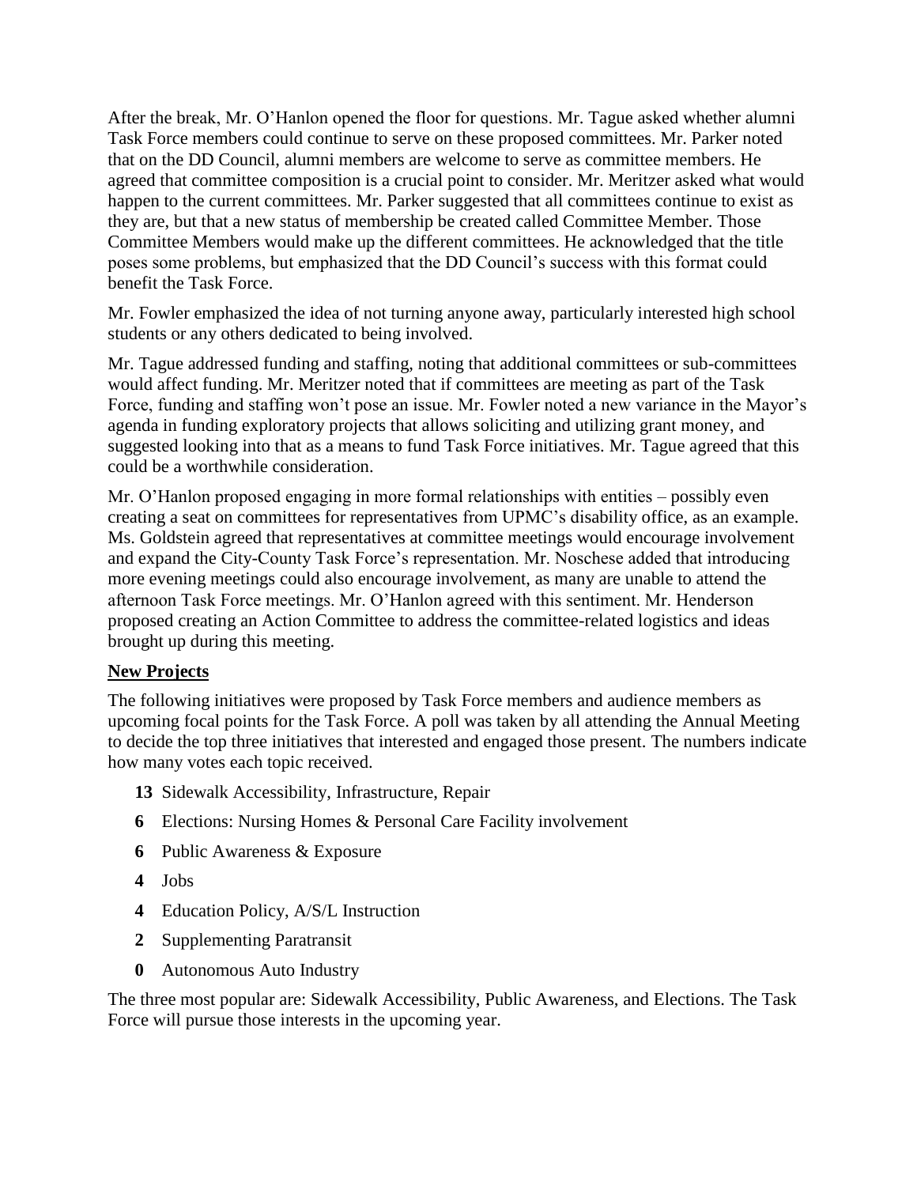After the break, Mr. O'Hanlon opened the floor for questions. Mr. Tague asked whether alumni Task Force members could continue to serve on these proposed committees. Mr. Parker noted that on the DD Council, alumni members are welcome to serve as committee members. He agreed that committee composition is a crucial point to consider. Mr. Meritzer asked what would happen to the current committees. Mr. Parker suggested that all committees continue to exist as they are, but that a new status of membership be created called Committee Member. Those Committee Members would make up the different committees. He acknowledged that the title poses some problems, but emphasized that the DD Council's success with this format could benefit the Task Force.

Mr. Fowler emphasized the idea of not turning anyone away, particularly interested high school students or any others dedicated to being involved.

Mr. Tague addressed funding and staffing, noting that additional committees or sub-committees would affect funding. Mr. Meritzer noted that if committees are meeting as part of the Task Force, funding and staffing won't pose an issue. Mr. Fowler noted a new variance in the Mayor's agenda in funding exploratory projects that allows soliciting and utilizing grant money, and suggested looking into that as a means to fund Task Force initiatives. Mr. Tague agreed that this could be a worthwhile consideration.

Mr. O'Hanlon proposed engaging in more formal relationships with entities – possibly even creating a seat on committees for representatives from UPMC's disability office, as an example. Ms. Goldstein agreed that representatives at committee meetings would encourage involvement and expand the City-County Task Force's representation. Mr. Noschese added that introducing more evening meetings could also encourage involvement, as many are unable to attend the afternoon Task Force meetings. Mr. O'Hanlon agreed with this sentiment. Mr. Henderson proposed creating an Action Committee to address the committee-related logistics and ideas brought up during this meeting.

## New Projects

The following initiatives were proposed by Task Force members and audience members as upcoming focal points for the Task Force. A poll was taken by all attending the Annual Meeting to decide the top three initiatives that interested and engaged those present. The numbers indicate how many votes each topic received.

- **13** Sidewalk Accessibility, Infrastructure, Repair
- **6** Elections: Nursing Homes & Personal Care Facility involvement
- **6** Public Awareness & Exposure
- **4** Jobs
- **4** Education Policy, A/S/L Instruction
- **2** Supplementing Paratransit
- **0** Autonomous Auto Industry

The three most popular are: Sidewalk Accessibility, Public Awareness, and Elections. The Task Force will pursue those interests in the upcoming year.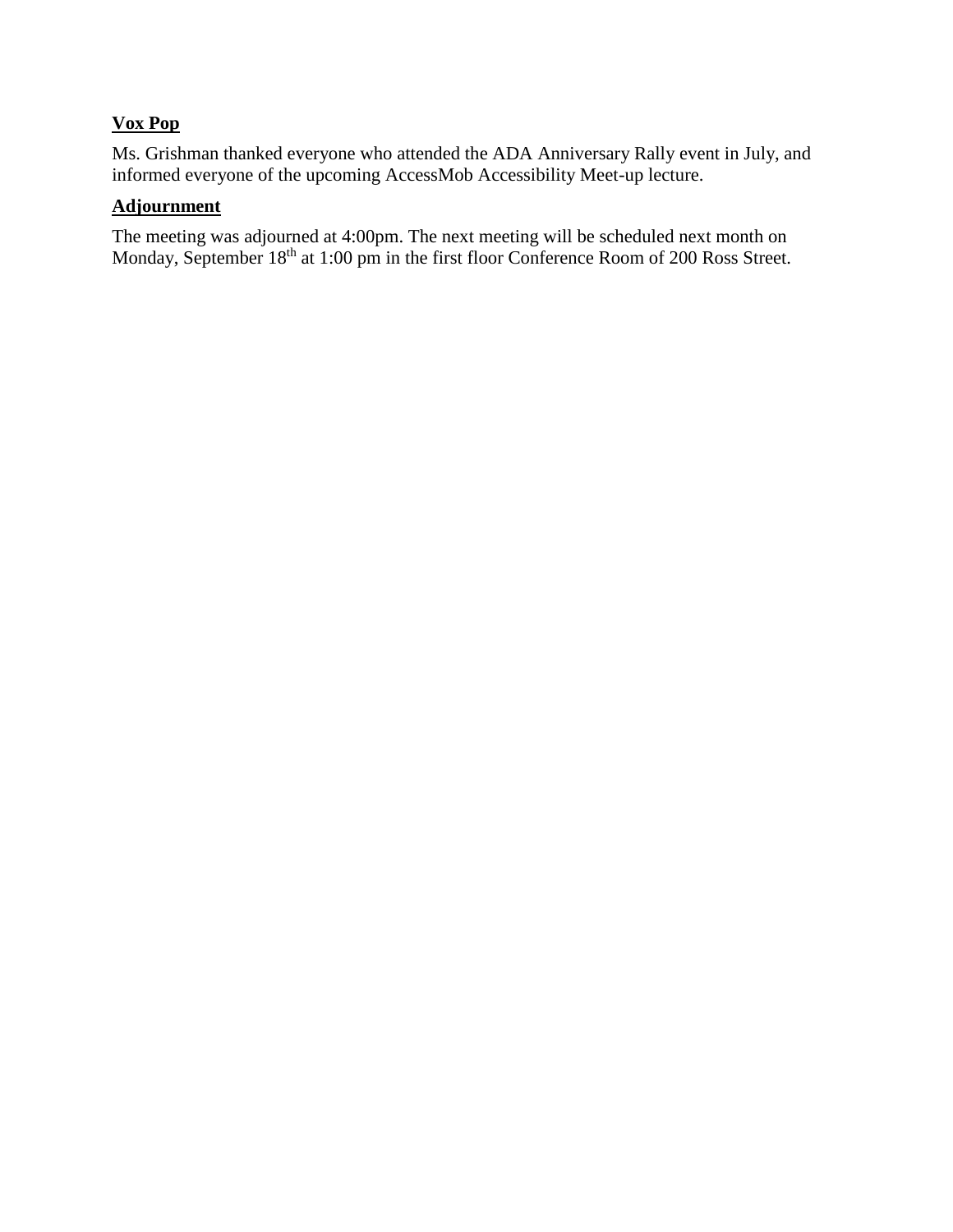**Vox Pop**

Ms. Grishman thanked everyone who attended the ADA Anniversary Rally event in July, and informed everyone of the upcoming AccessMob Accessibility Meet-up lecture.

**Adjournment**

The meeting was adjourned at 4:00pm. The next meeting will be scheduled next month on Monday, September 18th at 1:00 pm in the first floor Conference Room of 200 Ross Street.